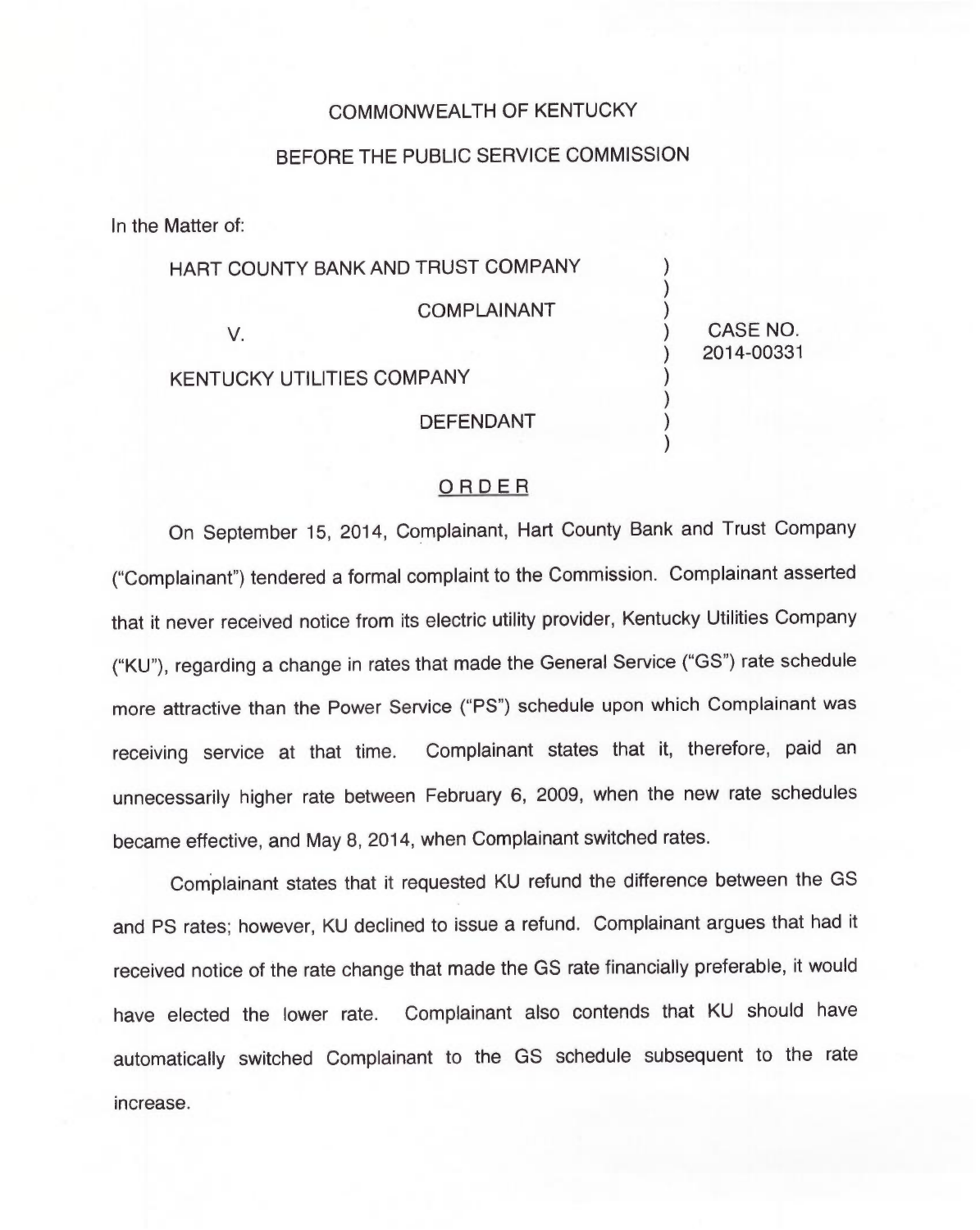COMMONWEALTH OF KENTUCKY

BEFORE THE PUBLIC SERVICE COMMISSION

In the Matter of:

| | |
|---|---|
| HART COUNTY BANK AND TRUST COMPANY<br>COMPLAINANT<br>V.<br>KENTUCKY UTILITIES COMPANY<br>DEFENDANT | CASE NO. 2014-00331 |

ORDER

On September 15, 2014, Complainant, Hart County Bank and Trust Company ("Complainant") tendered a formal complaint to the Commission. Complainant asserted that it never received notice from its electric utility provider, Kentucky Utilities Company ("KU"), regarding a change in rates that made the General Service ("GS") rate schedule more attractive than the Power Service ("PS") schedule upon which Complainant was receiving service at that time. Complainant states that it, therefore, paid an unnecessarily higher rate between February 6, 2009, when the new rate schedules became effective, and May 8, 2014, when Complainant switched rates.

Complainant states that it requested KU refund the difference between the GS and PS rates; however, KU declined to issue a refund. Complainant argues that had it received notice of the rate change that made the GS rate financially preferable, it would have elected the lower rate. Complainant also contends that KU should have automatically switched Complainant to the GS schedule subsequent to the rate increase.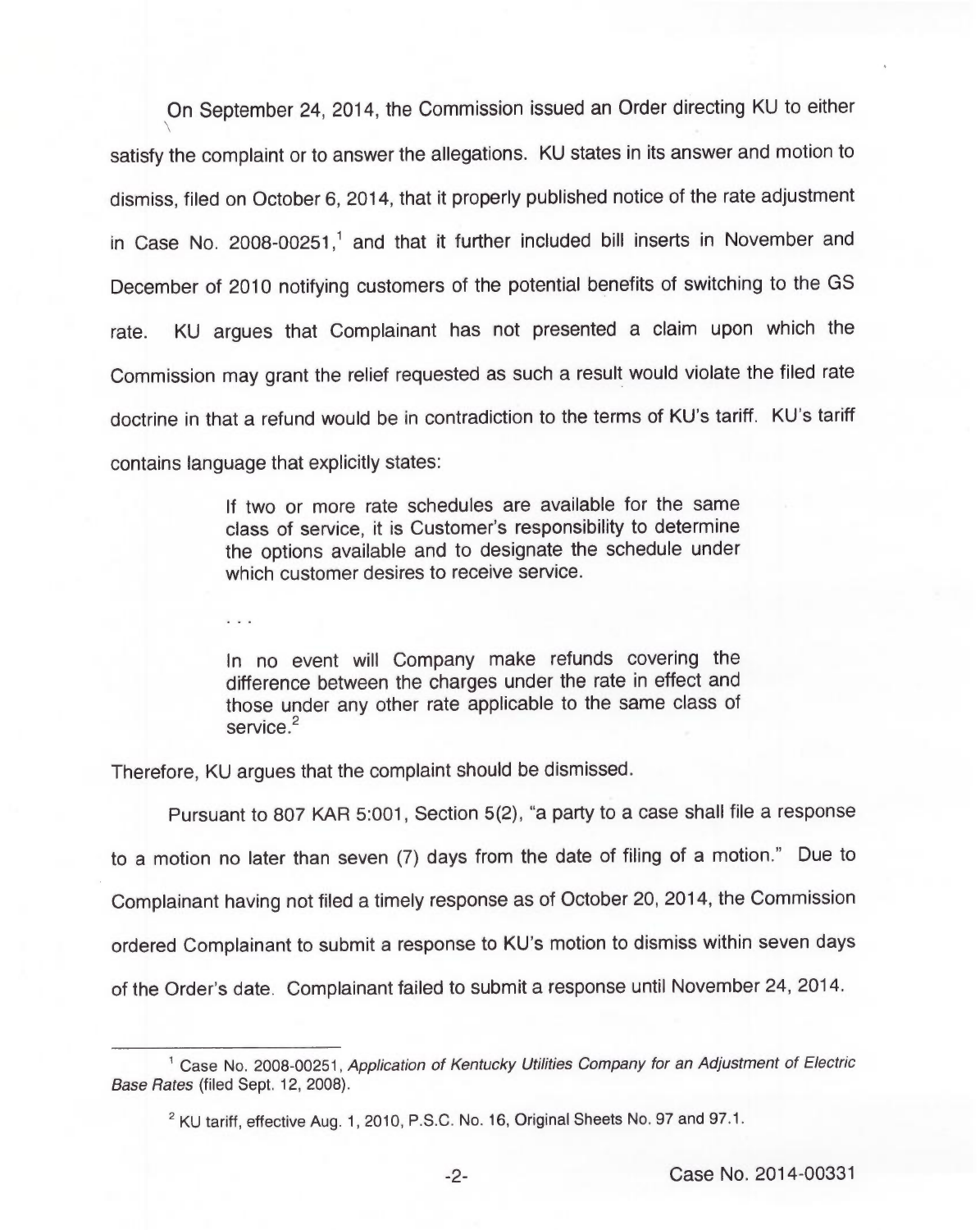On September 24, 2014, the Commission issued an Order directing KU to either satisfy the complaint or to answer the allegations. KU states in its answer and motion to dismiss, filed on October 6, 2014, that it properly published notice of the rate adjustment in Case No. 2008-00251,[1] and that it further included bill inserts in November and December of 2010 notifying customers of the potential benefits of switching to the GS rate. KU argues that Complainant has not presented a claim upon which the Commission may grant the relief requested as such a result would violate the filed rate doctrine in that a refund would be in contradiction to the terms of KU's tariff. KU's tariff contains language that explicitly states:

> If two or more rate schedules are available for the same class of service, it is Customer's responsibility to determine the options available and to designate the schedule under which customer desires to receive service.
>
> . . .
>
> In no event will Company make refunds covering the difference between the charges under the rate in effect and those under any other rate applicable to the same class of service.[2]

Therefore, KU argues that the complaint should be dismissed.

Pursuant to 807 KAR 5:001, Section 5(2), "a party to a case shall file a response to a motion no later than seven (7) days from the date of filing of a motion." Due to Complainant having not filed a timely response as of October 20, 2014, the Commission ordered Complainant to submit a response to KU's motion to dismiss within seven days of the Order's date. Complainant failed to submit a response until November 24, 2014.

---

[1] Case No. 2008-00251, *Application of Kentucky Utilities Company for an Adjustment of Electric Base Rates* (filed Sept. 12, 2008).

[2] KU tariff, effective Aug. 1, 2010, P.S.C. No. 16, Original Sheets No. 97 and 97.1.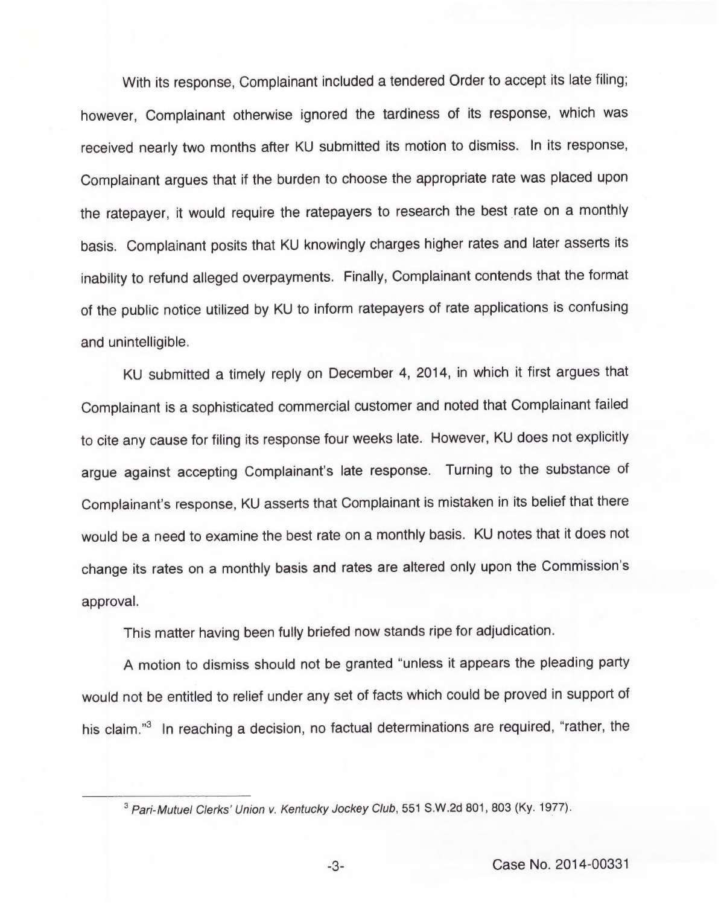With its response, Complainant included a tendered Order to accept its late filing; however, Complainant otherwise ignored the tardiness of its response, which was received nearly two months after KU submitted its motion to dismiss. In its response, Complainant argues that if the burden to choose the appropriate rate was placed upon the ratepayer, it would require the ratepayers to research the best rate on a monthly basis. Complainant posits that KU knowingly charges higher rates and later asserts its inability to refund alleged overpayments. Finally, Complainant contends that the format of the public notice utilized by KU to inform ratepayers of rate applications is confusing and unintelligible.

KU submitted a timely reply on December 4, 2014, in which it first argues that Complainant is a sophisticated commercial customer and noted that Complainant failed to cite any cause for filing its response four weeks late. However, KU does not explicitly argue against accepting Complainant's late response. Turning to the substance of Complainant's response, KU asserts that Complainant is mistaken in its belief that there would be a need to examine the best rate on a monthly basis. KU notes that it does not change its rates on a monthly basis and rates are altered only upon the Commission's approval.

This matter having been fully briefed now stands ripe for adjudication.

A motion to dismiss should not be granted "unless it appears the pleading party would not be entitled to relief under any set of facts which could be proved in support of his claim."[3] In reaching a decision, no factual determinations are required, "rather, the

---

[3] *Pari-Mutuel Clerks' Union v. Kentucky Jockey Club*, 551 S.W.2d 801, 803 (Ky. 1977).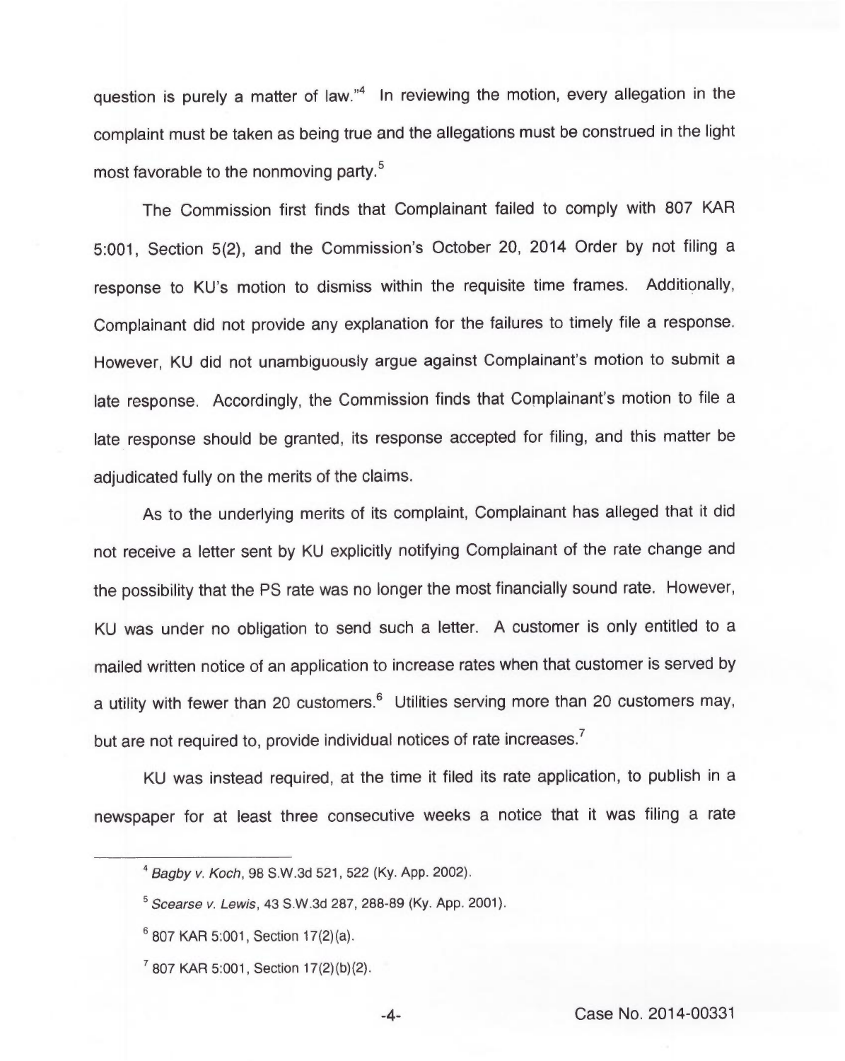question is purely a matter of law."[4] In reviewing the motion, every allegation in the complaint must be taken as being true and the allegations must be construed in the light most favorable to the nonmoving party.[5]

The Commission first finds that Complainant failed to comply with 807 KAR 5:001, Section 5(2), and the Commission's October 20, 2014 Order by not filing a response to KU's motion to dismiss within the requisite time frames. Additionally, Complainant did not provide any explanation for the failures to timely file a response. However, KU did not unambiguously argue against Complainant's motion to submit a late response. Accordingly, the Commission finds that Complainant's motion to file a late response should be granted, its response accepted for filing, and this matter be adjudicated fully on the merits of the claims.

As to the underlying merits of its complaint, Complainant has alleged that it did not receive a letter sent by KU explicitly notifying Complainant of the rate change and the possibility that the PS rate was no longer the most financially sound rate. However, KU was under no obligation to send such a letter. A customer is only entitled to a mailed written notice of an application to increase rates when that customer is served by a utility with fewer than 20 customers.[6] Utilities serving more than 20 customers may, but are not required to, provide individual notices of rate increases.[7]

KU was instead required, at the time it filed its rate application, to publish in a newspaper for at least three consecutive weeks a notice that it was filing a rate

---

[4] *Bagby v. Koch*, 98 S.W.3d 521, 522 (Ky. App. 2002).

[5] *Scearse v. Lewis*, 43 S.W.3d 287, 288-89 (Ky. App. 2001).

[6] 807 KAR 5:001, Section 17(2)(a).

[7] 807 KAR 5:001, Section 17(2)(b)(2).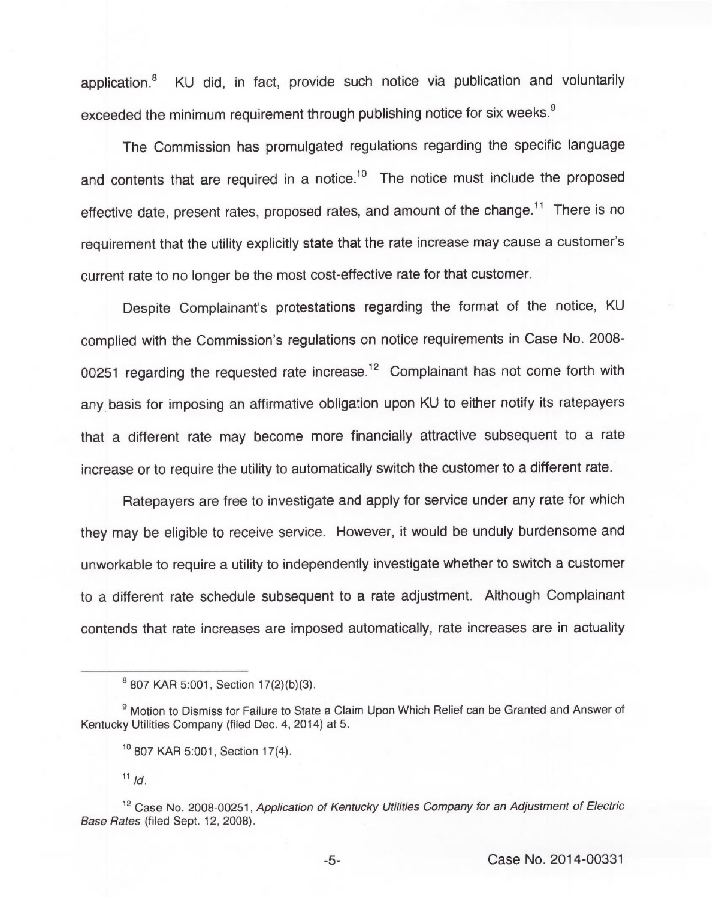application.[8] KU did, in fact, provide such notice via publication and voluntarily exceeded the minimum requirement through publishing notice for six weeks.[9]

The Commission has promulgated regulations regarding the specific language and contents that are required in a notice.[10] The notice must include the proposed effective date, present rates, proposed rates, and amount of the change.[11] There is no requirement that the utility explicitly state that the rate increase may cause a customer's current rate to no longer be the most cost-effective rate for that customer.

Despite Complainant's protestations regarding the format of the notice, KU complied with the Commission's regulations on notice requirements in Case No. 2008-00251 regarding the requested rate increase.[12] Complainant has not come forth with any basis for imposing an affirmative obligation upon KU to either notify its ratepayers that a different rate may become more financially attractive subsequent to a rate increase or to require the utility to automatically switch the customer to a different rate.

Ratepayers are free to investigate and apply for service under any rate for which they may be eligible to receive service. However, it would be unduly burdensome and unworkable to require a utility to independently investigate whether to switch a customer to a different rate schedule subsequent to a rate adjustment. Although Complainant contends that rate increases are imposed automatically, rate increases are in actuality

---

[8] 807 KAR 5:001, Section 17(2)(b)(3).

[9] Motion to Dismiss for Failure to State a Claim Upon Which Relief can be Granted and Answer of Kentucky Utilities Company (filed Dec. 4, 2014) at 5.

[10] 807 KAR 5:001, Section 17(4).

[11] *Id.*

[12] Case No. 2008-00251, *Application of Kentucky Utilities Company for an Adjustment of Electric Base Rates* (filed Sept. 12, 2008).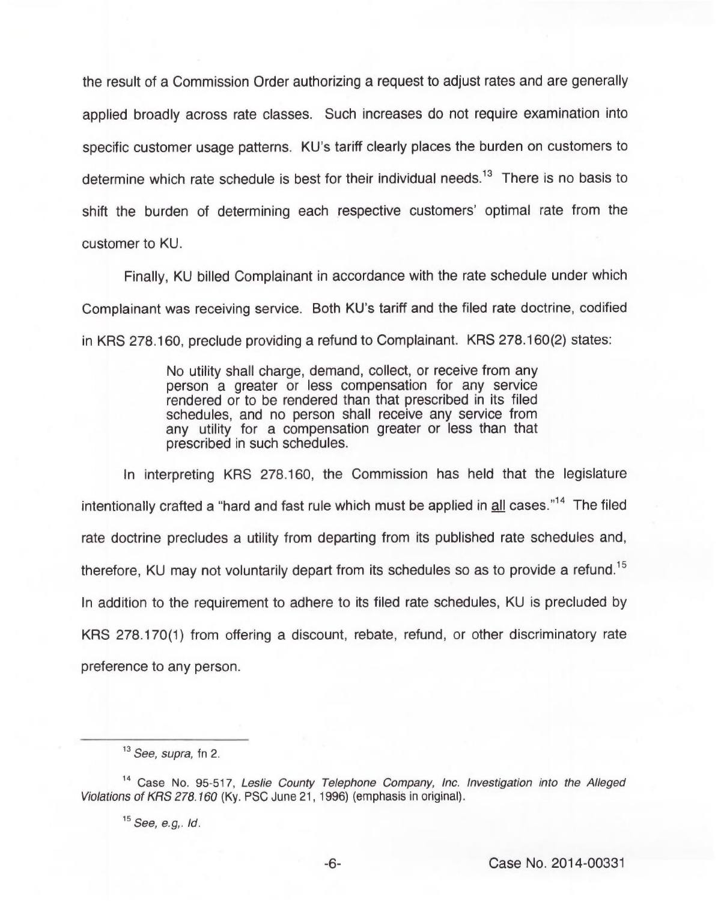the result of a Commission Order authorizing a request to adjust rates and are generally applied broadly across rate classes. Such increases do not require examination into specific customer usage patterns. KU's tariff clearly places the burden on customers to determine which rate schedule is best for their individual needs.[13] There is no basis to shift the burden of determining each respective customers' optimal rate from the customer to KU.

Finally, KU billed Complainant in accordance with the rate schedule under which Complainant was receiving service. Both KU's tariff and the filed rate doctrine, codified in KRS 278.160, preclude providing a refund to Complainant. KRS 278.160(2) states:

> No utility shall charge, demand, collect, or receive from any person a greater or less compensation for any service rendered or to be rendered than that prescribed in its filed schedules, and no person shall receive any service from any utility for a compensation greater or less than that prescribed in such schedules.

In interpreting KRS 278.160, the Commission has held that the legislature intentionally crafted a "hard and fast rule which must be applied in all cases."[14] The filed rate doctrine precludes a utility from departing from its published rate schedules and, therefore, KU may not voluntarily depart from its schedules so as to provide a refund.[15] In addition to the requirement to adhere to its filed rate schedules, KU is precluded by KRS 278.170(1) from offering a discount, rebate, refund, or other discriminatory rate preference to any person.

---

[13] *See, supra*, fn 2.

[14] Case No. 95-517, *Leslie County Telephone Company, Inc. Investigation into the Alleged Violations of KRS 278.160* (Ky. PSC June 21, 1996) (emphasis in original).

[15] *See, e.g,. Id.*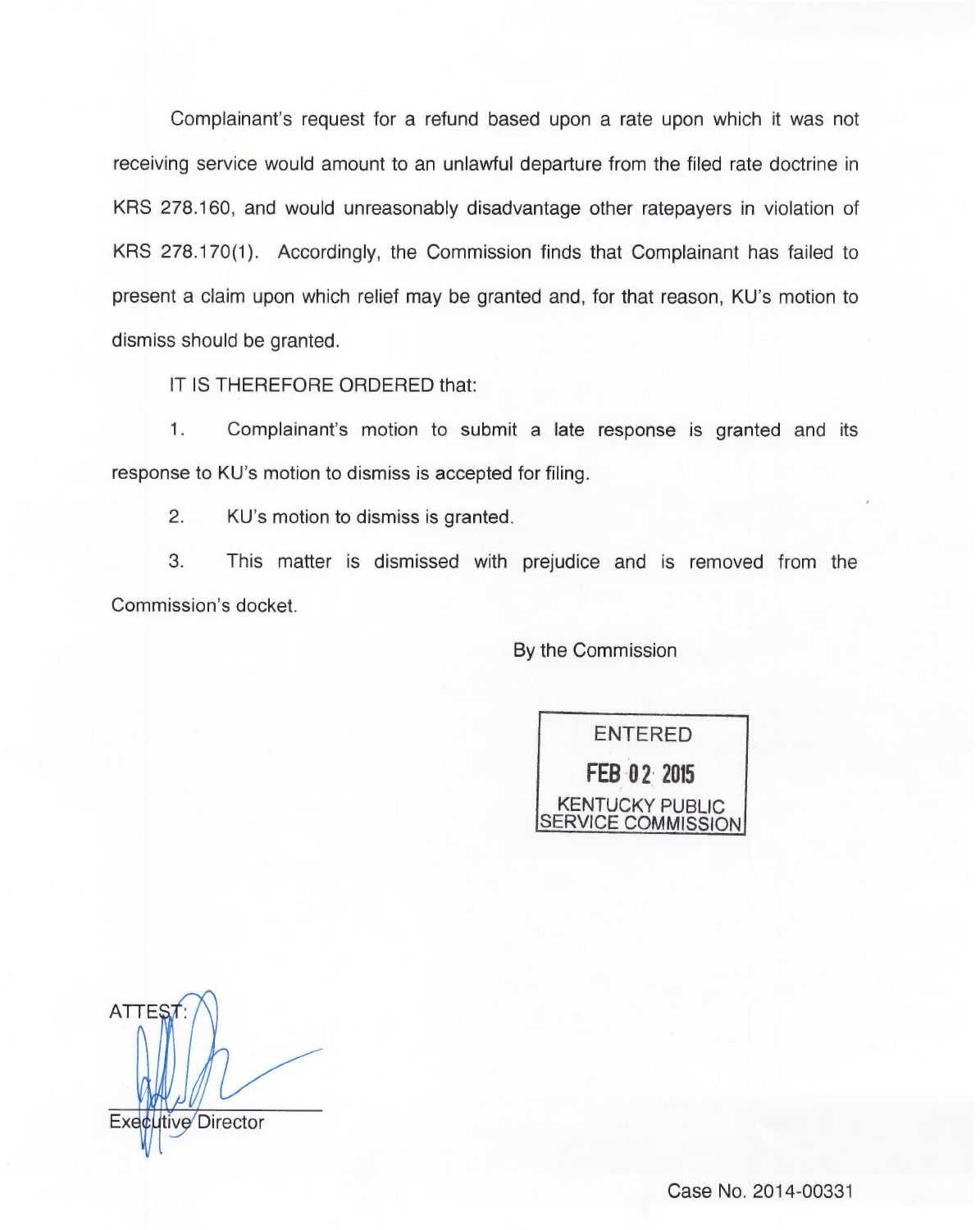Complainant's request for a refund based upon a rate upon which it was not receiving service would amount to an unlawful departure from the filed rate doctrine in KRS 278.160, and would unreasonably disadvantage other ratepayers in violation of KRS 278.170(1). Accordingly, the Commission finds that Complainant has failed to present a claim upon which relief may be granted and, for that reason, KU's motion to dismiss should be granted.

IT IS THEREFORE ORDERED that:

1. Complainant's motion to submit a late response is granted and its response to KU's motion to dismiss is accepted for filing.

2. KU's motion to dismiss is granted.

3. This matter is dismissed with prejudice and is removed from the Commission's docket.

By the Commission

ENTERED

FEB 02 2015

KENTUCKY PUBLIC SERVICE COMMISSION

ATTEST:

Executive Director

Case No. 2014-00331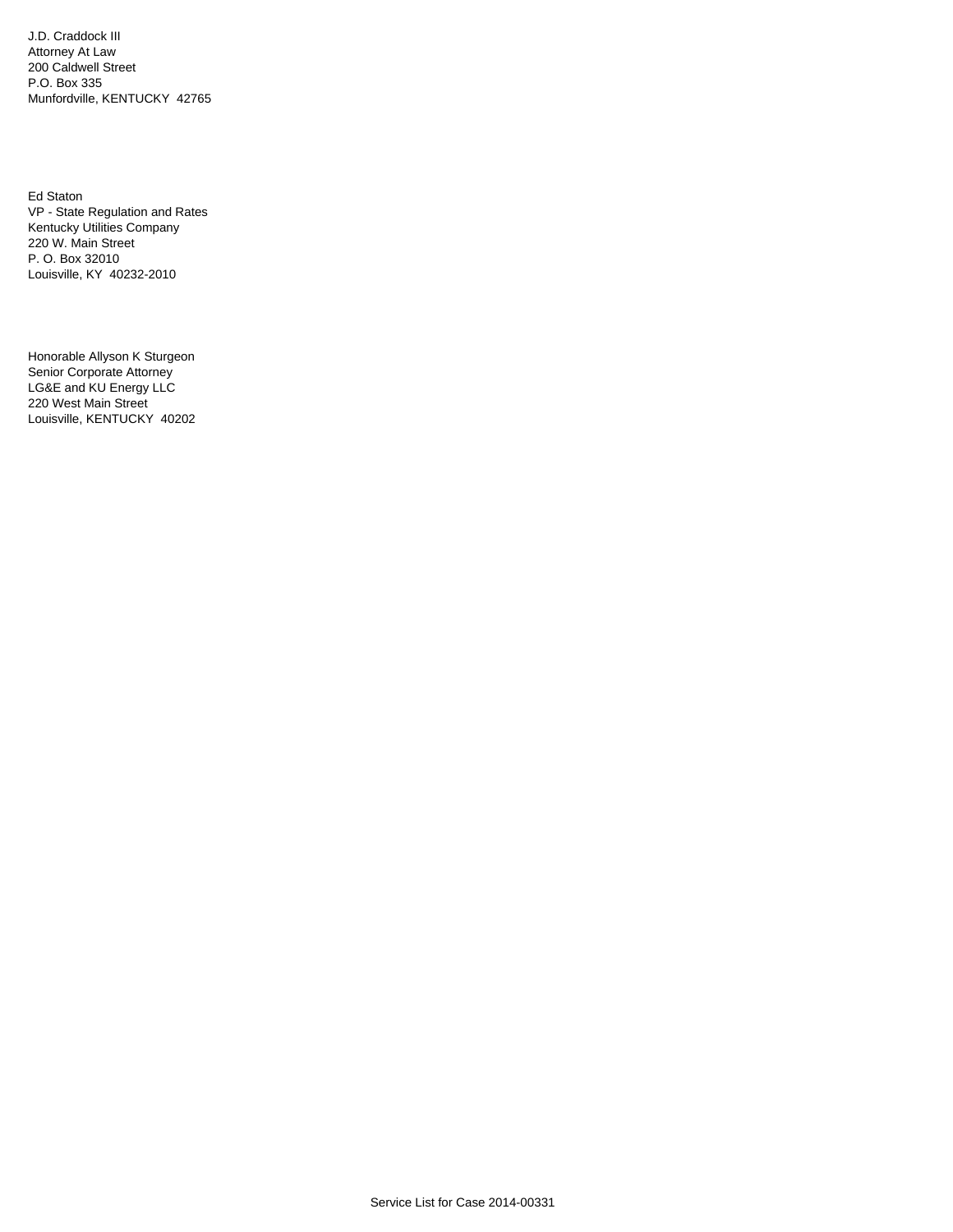J.D. Craddock III
Attorney At Law
200 Caldwell Street
P.O. Box 335
Munfordville, KENTUCKY  42765

Ed Staton
VP - State Regulation and Rates
Kentucky Utilities Company
220 W. Main Street
P. O. Box 32010
Louisville, KY  40232-2010

Honorable Allyson K Sturgeon
Senior Corporate Attorney
LG&E and KU Energy LLC
220 West Main Street
Louisville, KENTUCKY  40202